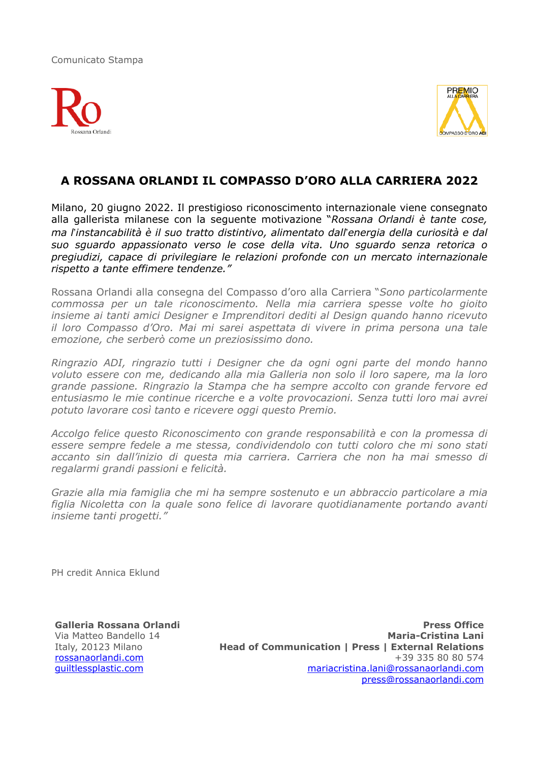Comunicato Stampa

# A ROSSANA ORLANDI IL COMPASSO D'ORO ALLA CARRIERA 2022

Milano, 20 giugno 2022. Il prestigioso riconoscimento internazionale viene consegnato alla gallerista milanese con la seguente motivazione "*Rossana Orlandi è tante cose, ma l'instancabilità è il suo tratto distintivo, alimentato dall'energia della curiosità e dal suo sguardo appassionato verso le cose della vita. Uno sguardo senza retorica o pregiudizi, capace di privilegiare le relazioni profonde con un mercato internazionale rispetto a tante effimere tendenze.*"

Rossana Orlandi alla consegna del Compasso d'oro alla Carriera "*Sono particolarmente commossa per un tale riconoscimento. Nella mia carriera spesse volte ho gioito insieme ai tanti amici Designer e Imprenditori dediti al Design quando hanno ricevuto il loro Compasso d'Oro. Mai mi sarei aspettata di vivere in prima persona una tale emozione, che serberò come un preziosissimo dono.*

*Ringrazio ADI, ringrazio tutti i Designer che da ogni ogni parte del mondo hanno voluto essere con me, dedicando alla mia Galleria non solo il loro sapere, ma la loro grande passione. Ringrazio la Stampa che ha sempre accolto con grande fervore ed entusiasmo le mie continue ricerche e a volte provocazioni. Senza tutti loro mai avrei potuto lavorare così tanto e ricevere oggi questo Premio.*

*Accolgo felice questo Riconoscimento con grande responsabilità e con la promessa di essere sempre fedele a me stessa, condividendolo con tutti coloro che mi sono stati accanto sin dall'inizio di questa mia carriera. Carriera che non ha mai smesso di regalarmi grandi passioni e felicità.*

*Grazie alla mia famiglia che mi ha sempre sostenuto e un abbraccio particolare a mia figlia Nicoletta con la quale sono felice di lavorare quotidianamente portando avanti insieme tanti progetti.*"

PH credit Annica Eklund

**Galleria Rossana Orlandi**
Via Matteo Bandello 14
Italy, 20123 Milano
rossanaorlandi.com
guiltlessplastic.com

**Press Office**
**Maria-Cristina Lani**
**Head of Communication | Press | External Relations**
+39 335 80 80 574
mariacristina.lani@rossanaorlandi.com
press@rossanaorlandi.com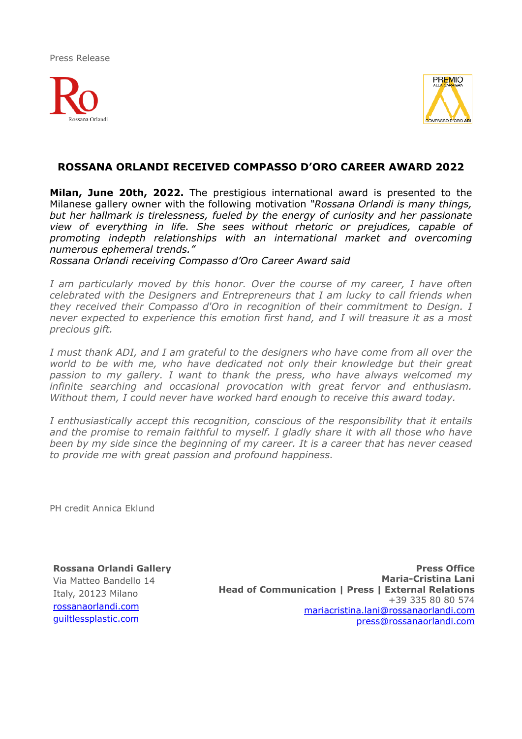Press Release

# ROSSANA ORLANDI RECEIVED COMPASSO D'ORO CAREER AWARD 2022

**Milan, June 20th, 2022.** The prestigious international award is presented to the Milanese gallery owner with the following motivation *"Rossana Orlandi is many things, but her hallmark is tirelessness, fueled by the energy of curiosity and her passionate view of everything in life. She sees without rhetoric or prejudices, capable of promoting indepth relationships with an international market and overcoming numerous ephemeral trends."*
*Rossana Orlandi receiving Compasso d'Oro Career Award said*

*I am particularly moved by this honor. Over the course of my career, I have often celebrated with the Designers and Entrepreneurs that I am lucky to call friends when they received their Compasso d'Oro in recognition of their commitment to Design. I never expected to experience this emotion first hand, and I will treasure it as a most precious gift.*

*I must thank ADI, and I am grateful to the designers who have come from all over the world to be with me, who have dedicated not only their knowledge but their great passion to my gallery. I want to thank the press, who have always welcomed my infinite searching and occasional provocation with great fervor and enthusiasm. Without them, I could never have worked hard enough to receive this award today.*

*I enthusiastically accept this recognition, conscious of the responsibility that it entails and the promise to remain faithful to myself. I gladly share it with all those who have been by my side since the beginning of my career. It is a career that has never ceased to provide me with great passion and profound happiness.*

PH credit Annica Eklund

**Rossana Orlandi Gallery**
Via Matteo Bandello 14
Italy, 20123 Milano
rossanaorlandi.com
guiltlessplastic.com

**Press Office**
**Maria-Cristina Lani**
**Head of Communication | Press | External Relations**
+39 335 80 80 574
mariacristina.lani@rossanaorlandi.com
press@rossanaorlandi.com